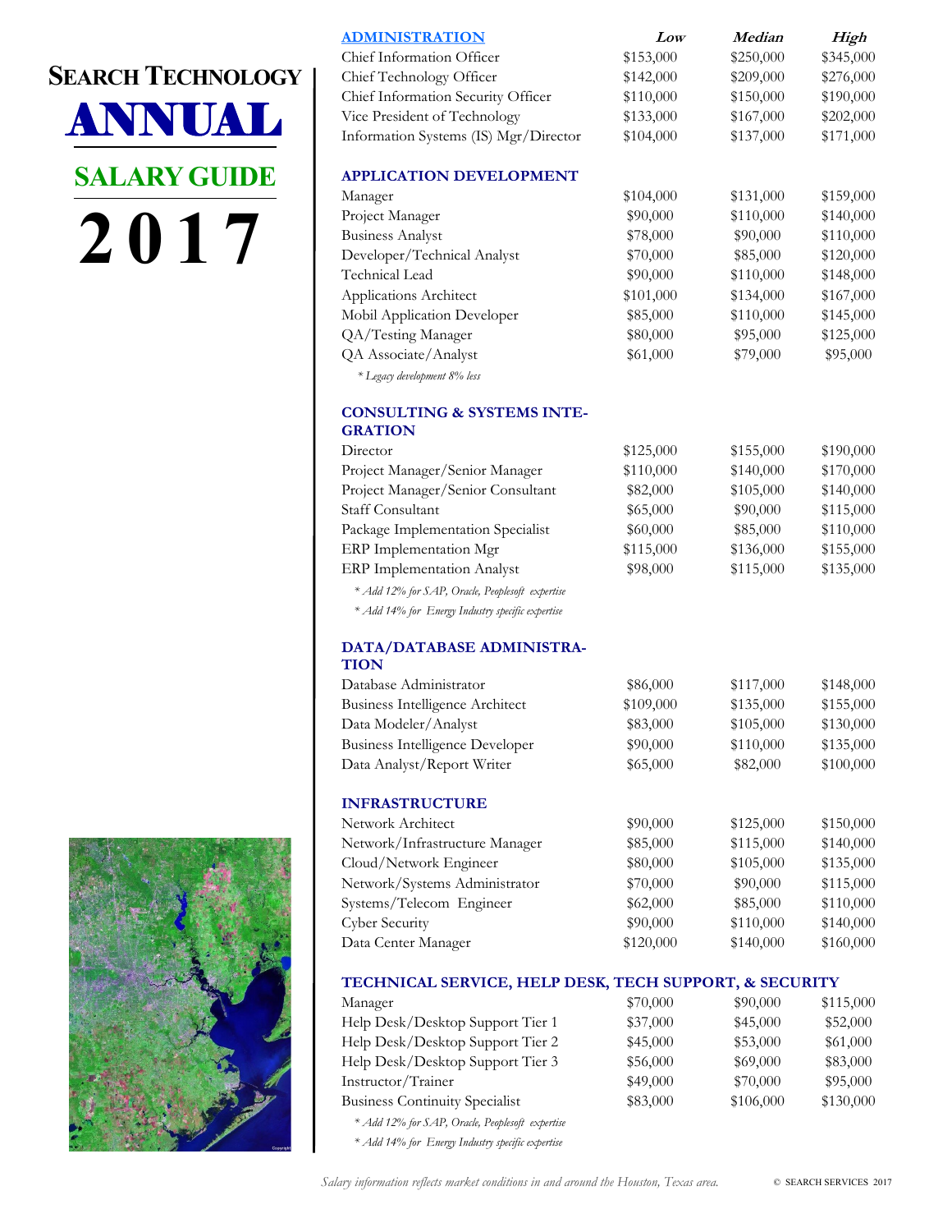# SEARCH TECHNOLOGY ANNUAL SALARY GUIDE 2017

| ADMINISTRATION | Low | Median | High |
|---|---|---|---|
| Chief Information Officer | $153,000 | $250,000 | $345,000 |
| Chief Technology Officer | $142,000 | $209,000 | $276,000 |
| Chief Information Security Officer | $110,000 | $150,000 | $190,000 |
| Vice President of Technology | $133,000 | $167,000 | $202,000 |
| Information Systems (IS) Mgr/Director | $104,000 | $137,000 | $171,000 |

| APPLICATION DEVELOPMENT | Low | Median | High |
|---|---|---|---|
| Manager | $104,000 | $131,000 | $159,000 |
| Project Manager | $90,000 | $110,000 | $140,000 |
| Business Analyst | $78,000 | $90,000 | $110,000 |
| Developer/Technical Analyst | $70,000 | $85,000 | $120,000 |
| Technical Lead | $90,000 | $110,000 | $148,000 |
| Applications Architect | $101,000 | $134,000 | $167,000 |
| Mobil Application Developer | $85,000 | $110,000 | $145,000 |
| QA/Testing Manager | $80,000 | $95,000 | $125,000 |
| QA Associate/Analyst | $61,000 | $79,000 | $95,000 |

*\* Legacy development 8% less*

| CONSULTING & SYSTEMS INTEGRATION | Low | Median | High |
|---|---|---|---|
| Director | $125,000 | $155,000 | $190,000 |
| Project Manager/Senior Manager | $110,000 | $140,000 | $170,000 |
| Project Manager/Senior Consultant | $82,000 | $105,000 | $140,000 |
| Staff Consultant | $65,000 | $90,000 | $115,000 |
| Package Implementation Specialist | $60,000 | $85,000 | $110,000 |
| ERP Implementation Mgr | $115,000 | $136,000 | $155,000 |
| ERP Implementation Analyst | $98,000 | $115,000 | $135,000 |

*\* Add 12% for SAP, Oracle, Peoplesoft expertise*

*\* Add 14% for Energy Industry specific expertise*

| DATA/DATABASE ADMINISTRATION | Low | Median | High |
|---|---|---|---|
| Database Administrator | $86,000 | $117,000 | $148,000 |
| Business Intelligence Architect | $109,000 | $135,000 | $155,000 |
| Data Modeler/Analyst | $83,000 | $105,000 | $130,000 |
| Business Intelligence Developer | $90,000 | $110,000 | $135,000 |
| Data Analyst/Report Writer | $65,000 | $82,000 | $100,000 |

| INFRASTRUCTURE | Low | Median | High |
|---|---|---|---|
| Network Architect | $90,000 | $125,000 | $150,000 |
| Network/Infrastructure Manager | $85,000 | $115,000 | $140,000 |
| Cloud/Network Engineer | $80,000 | $105,000 | $135,000 |
| Network/Systems Administrator | $70,000 | $90,000 | $115,000 |
| Systems/Telecom Engineer | $62,000 | $85,000 | $110,000 |
| Cyber Security | $90,000 | $110,000 | $140,000 |
| Data Center Manager | $120,000 | $140,000 | $160,000 |

| TECHNICAL SERVICE, HELP DESK, TECH SUPPORT, & SECURITY | Low | Median | High |
|---|---|---|---|
| Manager | $70,000 | $90,000 | $115,000 |
| Help Desk/Desktop Support Tier 1 | $37,000 | $45,000 | $52,000 |
| Help Desk/Desktop Support Tier 2 | $45,000 | $53,000 | $61,000 |
| Help Desk/Desktop Support Tier 3 | $56,000 | $69,000 | $83,000 |
| Instructor/Trainer | $49,000 | $70,000 | $95,000 |
| Business Continuity Specialist | $83,000 | $106,000 | $130,000 |

*\* Add 12% for SAP, Oracle, Peoplesoft expertise*

*\* Add 14% for Energy Industry specific expertise*

*Salary information reflects market conditions in and around the Houston, Texas area.*

© SEARCH SERVICES 2017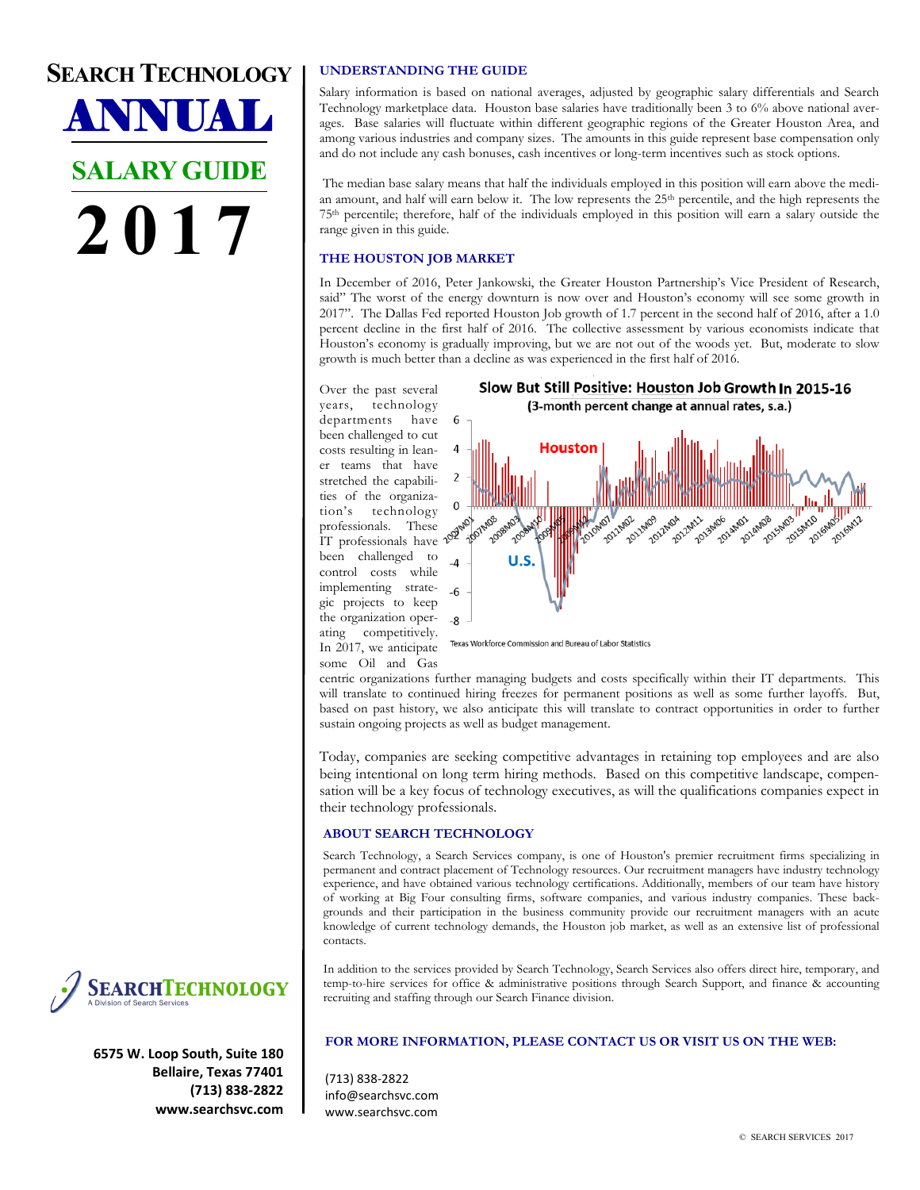# SEARCH TECHNOLOGY

# ANNUAL

## SALARY GUIDE

# 2017

### UNDERSTANDING THE GUIDE

Salary information is based on national averages, adjusted by geographic salary differentials and Search Technology marketplace data. Houston base salaries have traditionally been 3 to 6% above national averages. Base salaries will fluctuate within different geographic regions of the Greater Houston Area, and among various industries and company sizes. The amounts in this guide represent base compensation only and do not include any cash bonuses, cash incentives or long-term incentives such as stock options.

The median base salary means that half the individuals employed in this position will earn above the median amount, and half will earn below it. The low represents the 25th percentile, and the high represents the 75th percentile; therefore, half of the individuals employed in this position will earn a salary outside the range given in this guide.

### THE HOUSTON JOB MARKET

In December of 2016, Peter Jankowski, the Greater Houston Partnership's Vice President of Research, said" The worst of the energy downturn is now over and Houston's economy will see some growth in 2017". The Dallas Fed reported Houston Job growth of 1.7 percent in the second half of 2016, after a 1.0 percent decline in the first half of 2016. The collective assessment by various economists indicate that Houston's economy is gradually improving, but we are not out of the woods yet. But, moderate to slow growth is much better than a decline as was experienced in the first half of 2016.

Slow But Still Positive: Houston Job Growth In 2015-16
(3-month percent change at annual rates, s.a.)

Houston
U.S.

6
4
2
0
-2
-4
-6
-8

2007M01 2007M08 2008M03 2008M10 2009M05 2009M12 2010M07 2011M02 2011M09 2012M04 2012M11 2013M06 2014M01 2014M08 2015M03 2015M10 2016M05 2016M12

Texas Workforce Commission and Bureau of Labor Statistics

Over the past several years, technology departments have been challenged to cut costs resulting in leaner teams that have stretched the capabilities of the organization's technology professionals. These IT professionals have been challenged to control costs while implementing strategic projects to keep the organization operating competitively. In 2017, we anticipate some Oil and Gas centric organizations further managing budgets and costs specifically within their IT departments. This will translate to continued hiring freezes for permanent positions as well as some further layoffs. But, based on past history, we also anticipate this will translate to contract opportunities in order to further sustain ongoing projects as well as budget management.

Today, companies are seeking competitive advantages in retaining top employees and are also being intentional on long term hiring methods. Based on this competitive landscape, compensation will be a key focus of technology executives, as will the qualifications companies expect in their technology professionals.

### ABOUT SEARCH TECHNOLOGY

Search Technology, a Search Services company, is one of Houston's premier recruitment firms specializing in permanent and contract placement of Technology resources. Our recruitment managers have industry technology experience, and have obtained various technology certifications. Additionally, members of our team have history of working at Big Four consulting firms, software companies, and various industry companies. These backgrounds and their participation in the business community provide our recruitment managers with an acute knowledge of current technology demands, the Houston job market, as well as an extensive list of professional contacts.

In addition to the services provided by Search Technology, Search Services also offers direct hire, temporary, and temp-to-hire services for office & administrative positions through Search Support, and finance & accounting recruiting and staffing through our Search Finance division.

### FOR MORE INFORMATION, PLEASE CONTACT US OR VISIT US ON THE WEB:

(713) 838-2822
info@searchsvc.com
www.searchsvc.com

SEARCHTECHNOLOGY
A Division of Search Services

**6575 W. Loop South, Suite 180**
**Bellaire, Texas 77401**
**(713) 838-2822**
**www.searchsvc.com**

© SEARCH SERVICES 2017